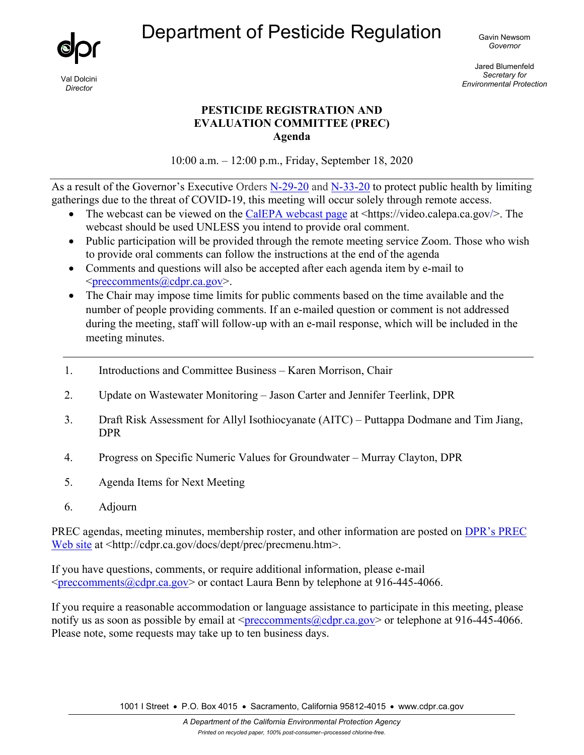# Department of Pesticide Regulation

Val Dolcini
*Director*

Gavin Newsom
*Governor*

Jared Blumenfeld
*Secretary for Environmental Protection*

## PESTICIDE REGISTRATION AND EVALUATION COMMITTEE (PREC)
## Agenda

10:00 a.m. – 12:00 p.m., Friday, September 18, 2020

---

As a result of the Governor's Executive Orders N-29-20 and N-33-20 to protect public health by limiting gatherings due to the threat of COVID-19, this meeting will occur solely through remote access.

- The webcast can be viewed on the CalEPA webcast page at <https://video.calepa.ca.gov/>. The webcast should be used UNLESS you intend to provide oral comment.
- Public participation will be provided through the remote meeting service Zoom. Those who wish to provide oral comments can follow the instructions at the end of the agenda
- Comments and questions will also be accepted after each agenda item by e-mail to <preccomments@cdpr.ca.gov>.
- The Chair may impose time limits for public comments based on the time available and the number of people providing comments. If an e-mailed question or comment is not addressed during the meeting, staff will follow-up with an e-mail response, which will be included in the meeting minutes.

---

1. Introductions and Committee Business – Karen Morrison, Chair
2. Update on Wastewater Monitoring – Jason Carter and Jennifer Teerlink, DPR
3. Draft Risk Assessment for Allyl Isothiocyanate (AITC) – Puttappa Dodmane and Tim Jiang, DPR
4. Progress on Specific Numeric Values for Groundwater – Murray Clayton, DPR
5. Agenda Items for Next Meeting
6. Adjourn

PREC agendas, meeting minutes, membership roster, and other information are posted on DPR's PREC Web site at <http://cdpr.ca.gov/docs/dept/prec/precmenu.htm>.

If you have questions, comments, or require additional information, please e-mail <preccomments@cdpr.ca.gov> or contact Laura Benn by telephone at 916-445-4066.

If you require a reasonable accommodation or language assistance to participate in this meeting, please notify us as soon as possible by email at <preccomments@cdpr.ca.gov> or telephone at 916-445-4066. Please note, some requests may take up to ten business days.

1001 I Street • P.O. Box 4015 • Sacramento, California 95812-4015 • www.cdpr.ca.gov

*A Department of the California Environmental Protection Agency*

*Printed on recycled paper, 100% post-consumer--processed chlorine-free.*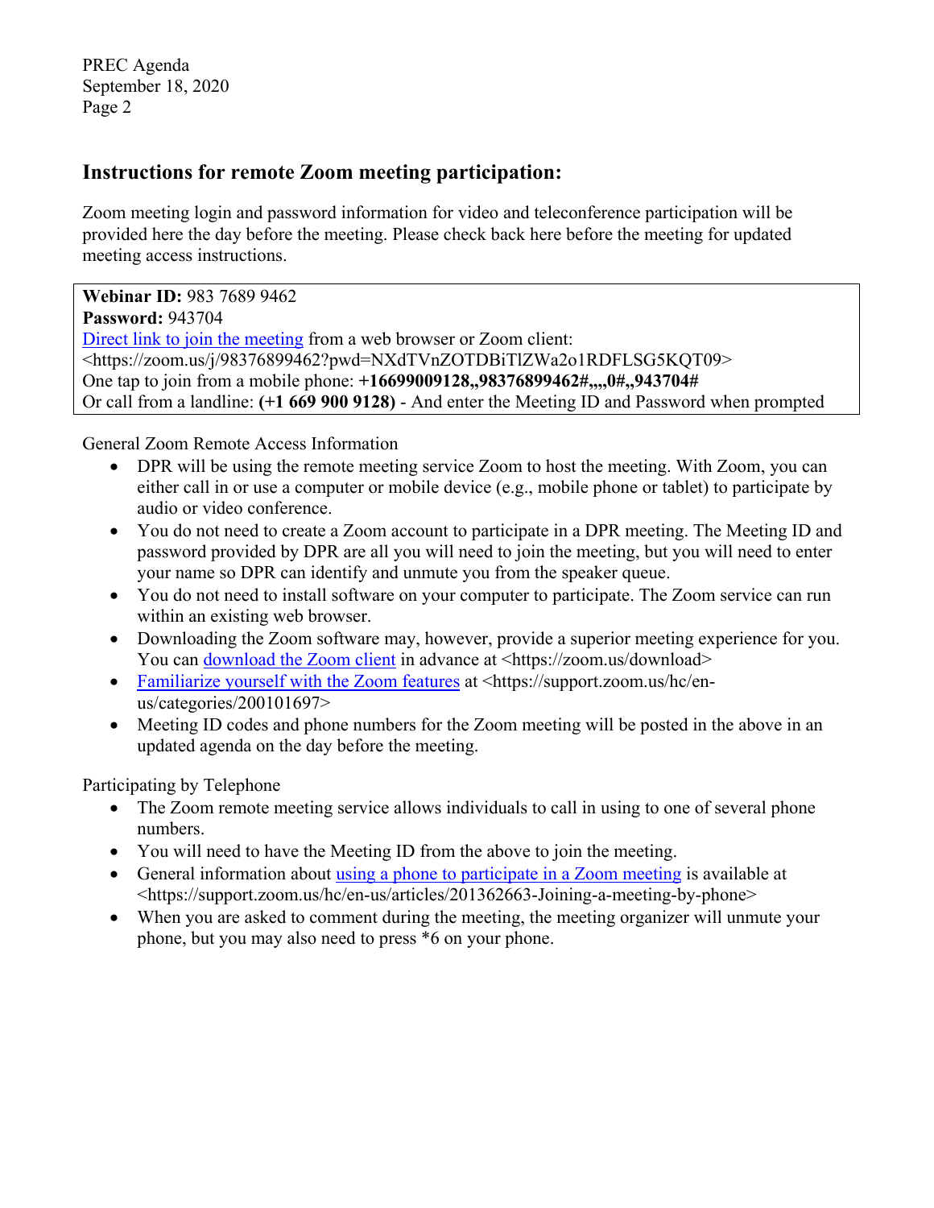## Instructions for remote Zoom meeting participation:

Zoom meeting login and password information for video and teleconference participation will be provided here the day before the meeting. Please check back here before the meeting for updated meeting access instructions.

**Webinar ID:** 983 7689 9462
**Password:** 943704
Direct link to join the meeting from a web browser or Zoom client:
<https://zoom.us/j/98376899462?pwd=NXdTVnZOTDBiTlZWa2o1RDFLSG5KQT09>
One tap to join from a mobile phone: **+16699009128,,98376899462#,,,,0#,,943704#**
Or call from a landline: **(+1 669 900 9128)** - And enter the Meeting ID and Password when prompted

General Zoom Remote Access Information

- DPR will be using the remote meeting service Zoom to host the meeting. With Zoom, you can either call in or use a computer or mobile device (e.g., mobile phone or tablet) to participate by audio or video conference.
- You do not need to create a Zoom account to participate in a DPR meeting. The Meeting ID and password provided by DPR are all you will need to join the meeting, but you will need to enter your name so DPR can identify and unmute you from the speaker queue.
- You do not need to install software on your computer to participate. The Zoom service can run within an existing web browser.
- Downloading the Zoom software may, however, provide a superior meeting experience for you. You can download the Zoom client in advance at <https://zoom.us/download>
- Familiarize yourself with the Zoom features at <https://support.zoom.us/hc/en-us/categories/200101697>
- Meeting ID codes and phone numbers for the Zoom meeting will be posted in the above in an updated agenda on the day before the meeting.

Participating by Telephone

- The Zoom remote meeting service allows individuals to call in using to one of several phone numbers.
- You will need to have the Meeting ID from the above to join the meeting.
- General information about using a phone to participate in a Zoom meeting is available at <https://support.zoom.us/hc/en-us/articles/201362663-Joining-a-meeting-by-phone>
- When you are asked to comment during the meeting, the meeting organizer will unmute your phone, but you may also need to press *6 on your phone.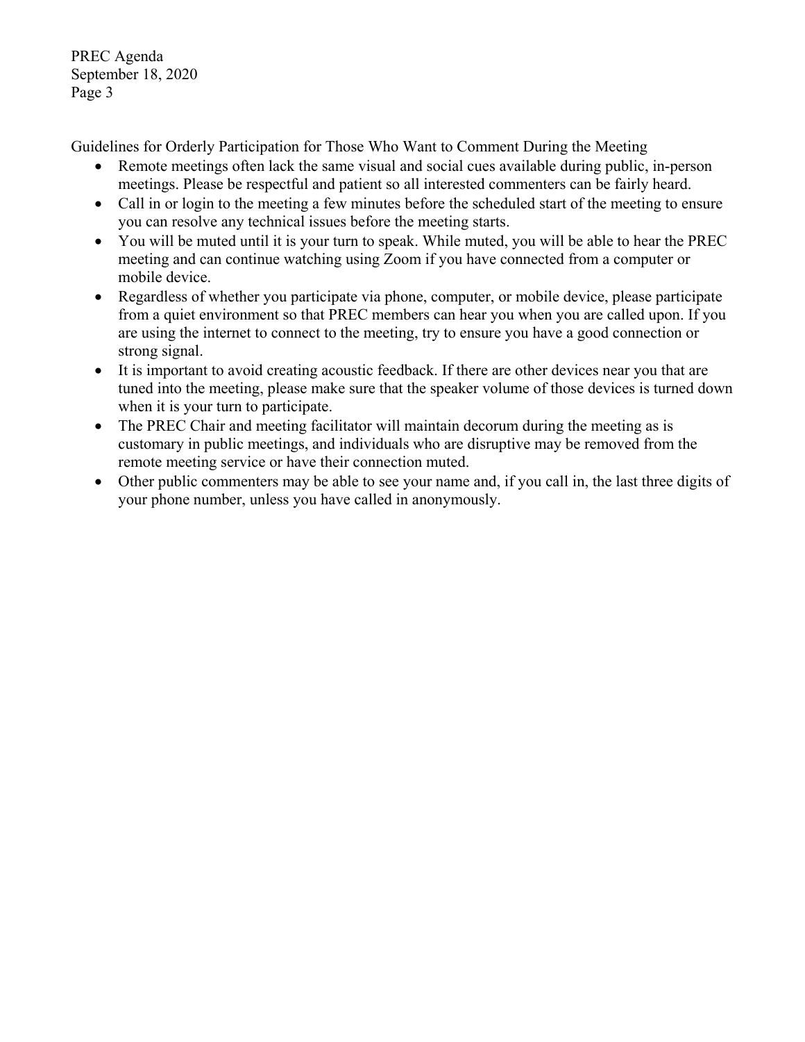Guidelines for Orderly Participation for Those Who Want to Comment During the Meeting

- Remote meetings often lack the same visual and social cues available during public, in-person meetings. Please be respectful and patient so all interested commenters can be fairly heard.
- Call in or login to the meeting a few minutes before the scheduled start of the meeting to ensure you can resolve any technical issues before the meeting starts.
- You will be muted until it is your turn to speak. While muted, you will be able to hear the PREC meeting and can continue watching using Zoom if you have connected from a computer or mobile device.
- Regardless of whether you participate via phone, computer, or mobile device, please participate from a quiet environment so that PREC members can hear you when you are called upon. If you are using the internet to connect to the meeting, try to ensure you have a good connection or strong signal.
- It is important to avoid creating acoustic feedback. If there are other devices near you that are tuned into the meeting, please make sure that the speaker volume of those devices is turned down when it is your turn to participate.
- The PREC Chair and meeting facilitator will maintain decorum during the meeting as is customary in public meetings, and individuals who are disruptive may be removed from the remote meeting service or have their connection muted.
- Other public commenters may be able to see your name and, if you call in, the last three digits of your phone number, unless you have called in anonymously.